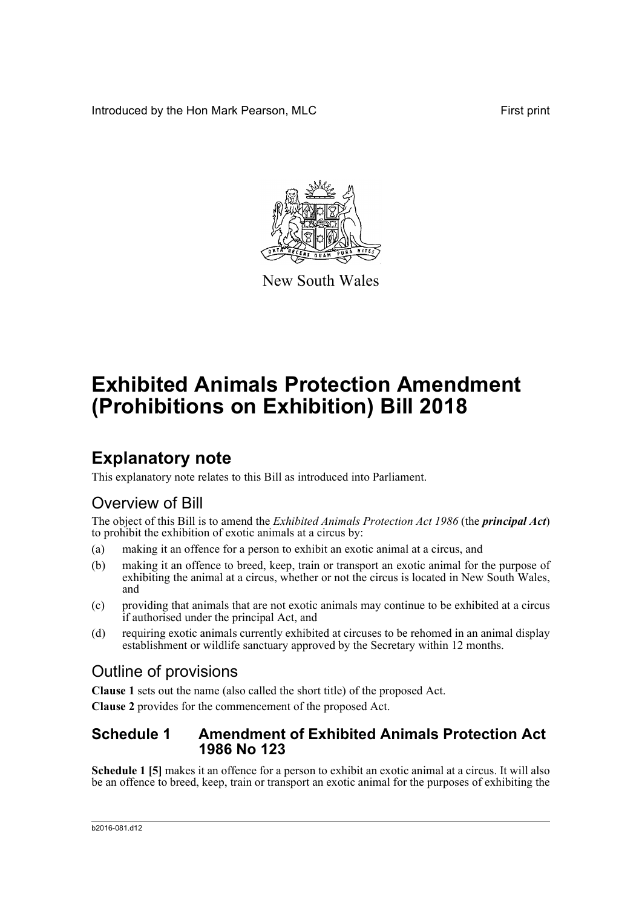Introduced by the Hon Mark Pearson, MLC First print

New South Wales

# Exhibited Animals Protection Amendment (Prohibitions on Exhibition) Bill 2018

## Explanatory note

This explanatory note relates to this Bill as introduced into Parliament.

## Overview of Bill

The object of this Bill is to amend the *Exhibited Animals Protection Act 1986* (the ***principal Act***) to prohibit the exhibition of exotic animals at a circus by:

(a) making it an offence for a person to exhibit an exotic animal at a circus, and

(b) making it an offence to breed, keep, train or transport an exotic animal for the purpose of exhibiting the animal at a circus, whether or not the circus is located in New South Wales, and

(c) providing that animals that are not exotic animals may continue to be exhibited at a circus if authorised under the principal Act, and

(d) requiring exotic animals currently exhibited at circuses to be rehomed in an animal display establishment or wildlife sanctuary approved by the Secretary within 12 months.

## Outline of provisions

**Clause 1** sets out the name (also called the short title) of the proposed Act.

**Clause 2** provides for the commencement of the proposed Act.

### Schedule 1 Amendment of Exhibited Animals Protection Act 1986 No 123

**Schedule 1 [5]** makes it an offence for a person to exhibit an exotic animal at a circus. It will also be an offence to breed, keep, train or transport an exotic animal for the purposes of exhibiting the

b2016-081.d12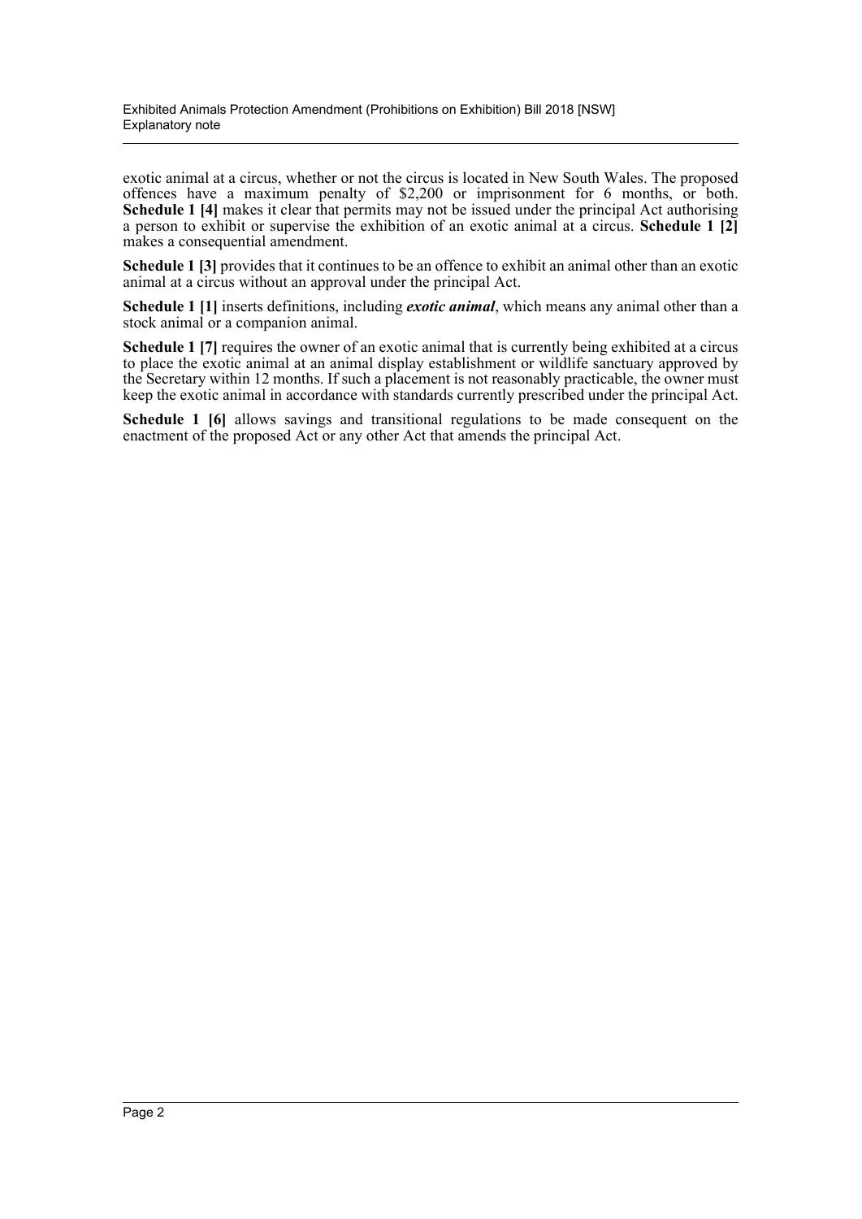exotic animal at a circus, whether or not the circus is located in New South Wales. The proposed offences have a maximum penalty of $2,200 or imprisonment for 6 months, or both. **Schedule 1 [4]** makes it clear that permits may not be issued under the principal Act authorising a person to exhibit or supervise the exhibition of an exotic animal at a circus. **Schedule 1 [2]** makes a consequential amendment.

**Schedule 1 [3]** provides that it continues to be an offence to exhibit an animal other than an exotic animal at a circus without an approval under the principal Act.

**Schedule 1 [1]** inserts definitions, including ***exotic animal***, which means any animal other than a stock animal or a companion animal.

**Schedule 1 [7]** requires the owner of an exotic animal that is currently being exhibited at a circus to place the exotic animal at an animal display establishment or wildlife sanctuary approved by the Secretary within 12 months. If such a placement is not reasonably practicable, the owner must keep the exotic animal in accordance with standards currently prescribed under the principal Act.

**Schedule 1 [6]** allows savings and transitional regulations to be made consequent on the enactment of the proposed Act or any other Act that amends the principal Act.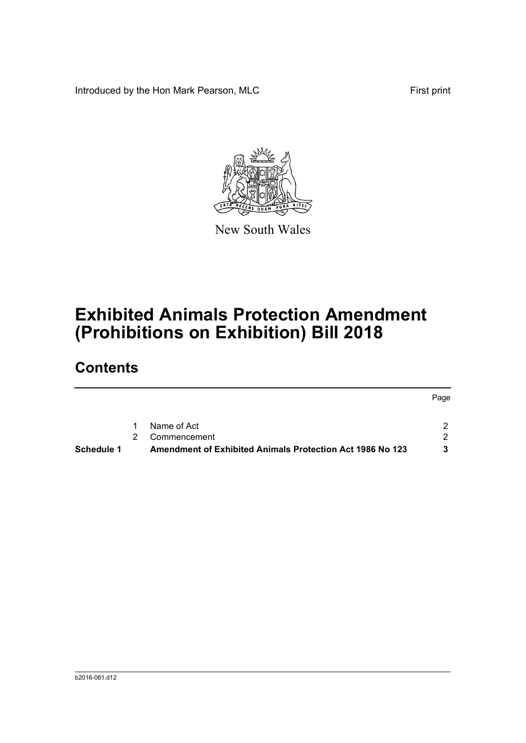Introduced by the Hon Mark Pearson, MLC

First print

New South Wales

# Exhibited Animals Protection Amendment (Prohibitions on Exhibition) Bill 2018

## Contents

| | | | Page |
|---|---|---|---|
| | 1 | Name of Act | 2 |
| | 2 | Commencement | 2 |
| **Schedule 1** | | **Amendment of Exhibited Animals Protection Act 1986 No 123** | **3** |

b2016-081.d12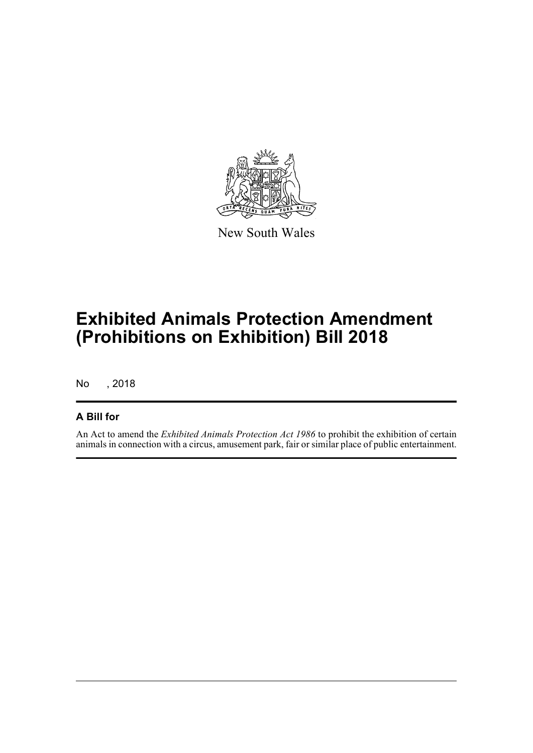New South Wales

# Exhibited Animals Protection Amendment (Prohibitions on Exhibition) Bill 2018

No , 2018

## A Bill for

An Act to amend the *Exhibited Animals Protection Act 1986* to prohibit the exhibition of certain animals in connection with a circus, amusement park, fair or similar place of public entertainment.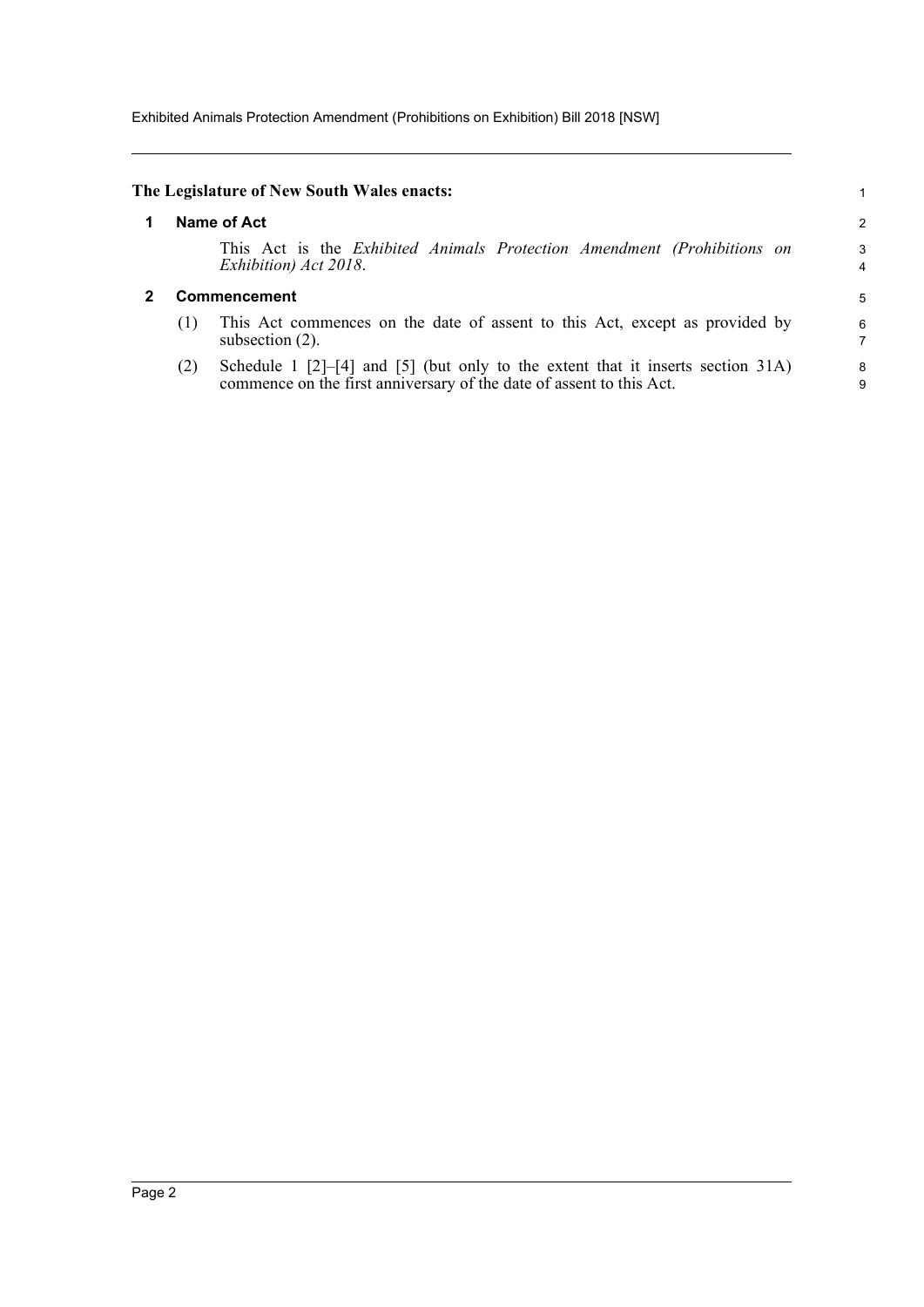**The Legislature of New South Wales enacts:**

## 1 Name of Act

This Act is the *Exhibited Animals Protection Amendment (Prohibitions on Exhibition) Act 2018*.

## 2 Commencement

(1) This Act commences on the date of assent to this Act, except as provided by subsection (2).

(2) Schedule 1 [2]–[4] and [5] (but only to the extent that it inserts section 31A) commence on the first anniversary of the date of assent to this Act.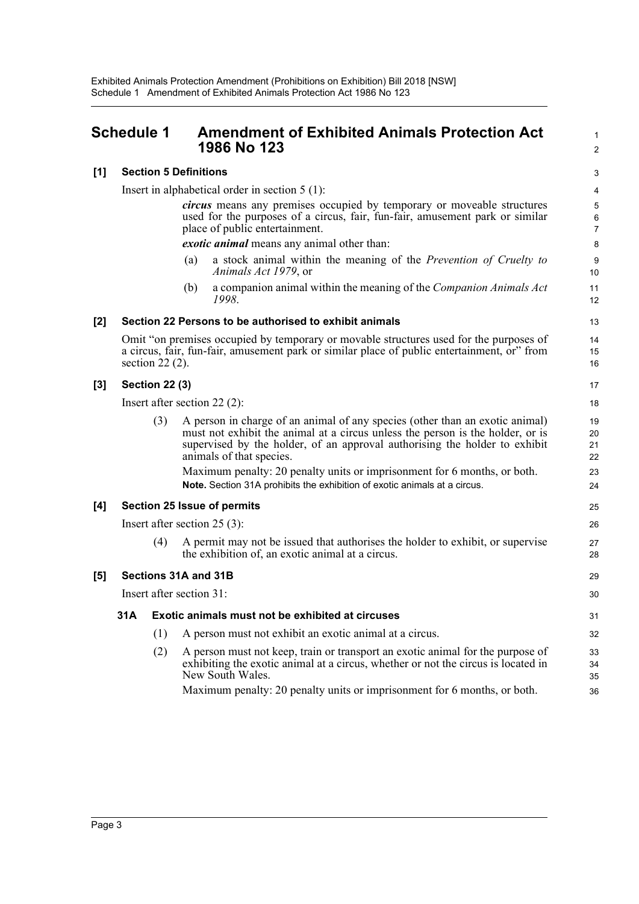# Schedule 1 Amendment of Exhibited Animals Protection Act 1986 No 123

## [1] Section 5 Definitions

Insert in alphabetical order in section 5 (1):

> ***circus*** means any premises occupied by temporary or moveable structures used for the purposes of a circus, fair, fun-fair, amusement park or similar place of public entertainment.
>
> ***exotic animal*** means any animal other than:
>
> (a) a stock animal within the meaning of the *Prevention of Cruelty to Animals Act 1979*, or
>
> (b) a companion animal within the meaning of the *Companion Animals Act 1998*.

## [2] Section 22 Persons to be authorised to exhibit animals

Omit "on premises occupied by temporary or movable structures used for the purposes of a circus, fair, fun-fair, amusement park or similar place of public entertainment, or" from section 22 (2).

## [3] Section 22 (3)

Insert after section 22 (2):

> (3) A person in charge of an animal of any species (other than an exotic animal) must not exhibit the animal at a circus unless the person is the holder, or is supervised by the holder, of an approval authorising the holder to exhibit animals of that species.
>
> Maximum penalty: 20 penalty units or imprisonment for 6 months, or both.
>
> **Note.** Section 31A prohibits the exhibition of exotic animals at a circus.

## [4] Section 25 Issue of permits

Insert after section 25 (3):

> (4) A permit may not be issued that authorises the holder to exhibit, or supervise the exhibition of, an exotic animal at a circus.

## [5] Sections 31A and 31B

Insert after section 31:

### 31A Exotic animals must not be exhibited at circuses

(1) A person must not exhibit an exotic animal at a circus.

(2) A person must not keep, train or transport an exotic animal for the purpose of exhibiting the exotic animal at a circus, whether or not the circus is located in New South Wales.

Maximum penalty: 20 penalty units or imprisonment for 6 months, or both.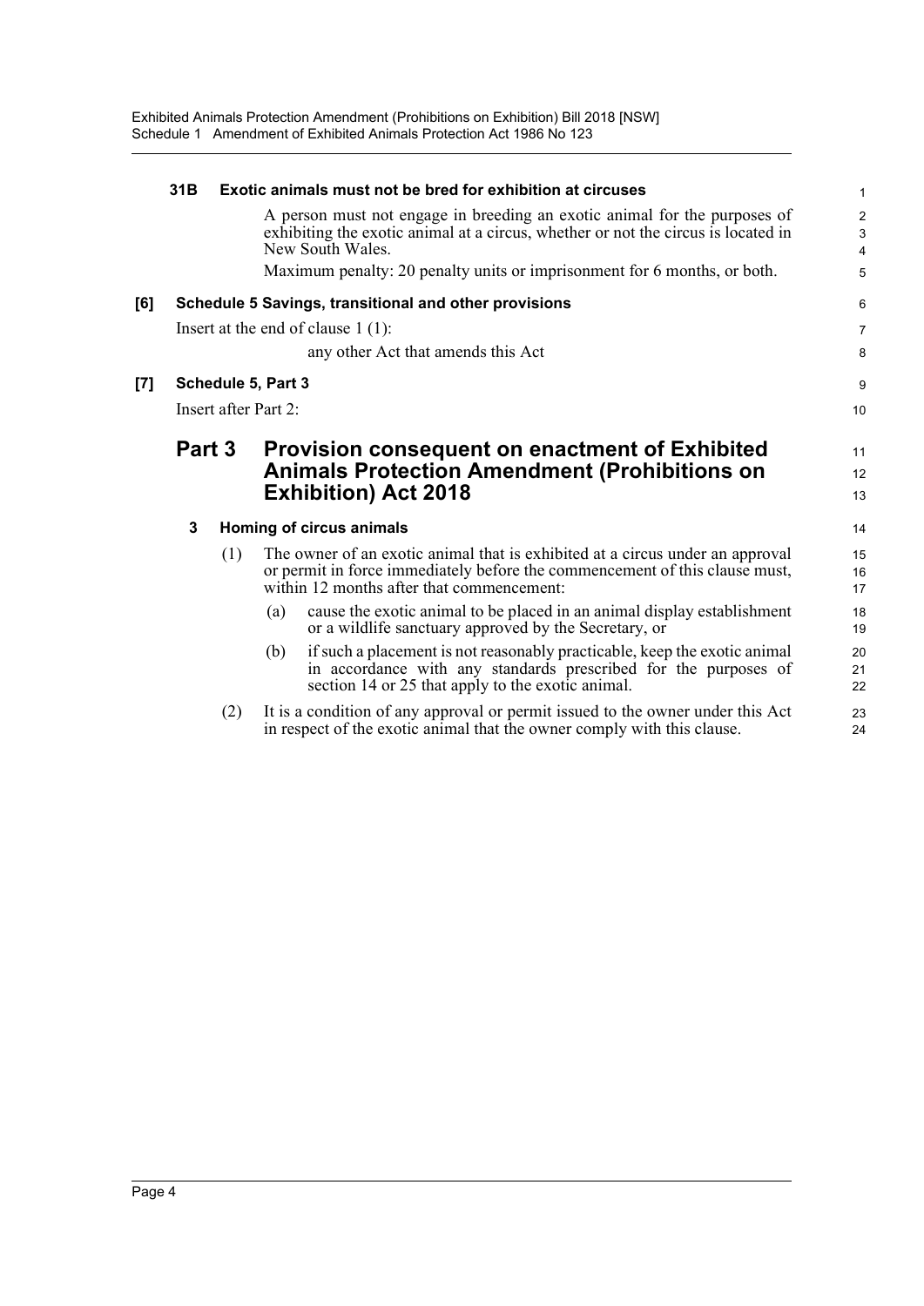**31B Exotic animals must not be bred for exhibition at circuses**

A person must not engage in breeding an exotic animal for the purposes of exhibiting the exotic animal at a circus, whether or not the circus is located in New South Wales.

Maximum penalty: 20 penalty units or imprisonment for 6 months, or both.

**[6] Schedule 5 Savings, transitional and other provisions**

Insert at the end of clause 1 (1):

any other Act that amends this Act

**[7] Schedule 5, Part 3**

Insert after Part 2:

## Part 3 Provision consequent on enactment of Exhibited Animals Protection Amendment (Prohibitions on Exhibition) Act 2018

**3 Homing of circus animals**

(1) The owner of an exotic animal that is exhibited at a circus under an approval or permit in force immediately before the commencement of this clause must, within 12 months after that commencement:

(a) cause the exotic animal to be placed in an animal display establishment or a wildlife sanctuary approved by the Secretary, or

(b) if such a placement is not reasonably practicable, keep the exotic animal in accordance with any standards prescribed for the purposes of section 14 or 25 that apply to the exotic animal.

(2) It is a condition of any approval or permit issued to the owner under this Act in respect of the exotic animal that the owner comply with this clause.